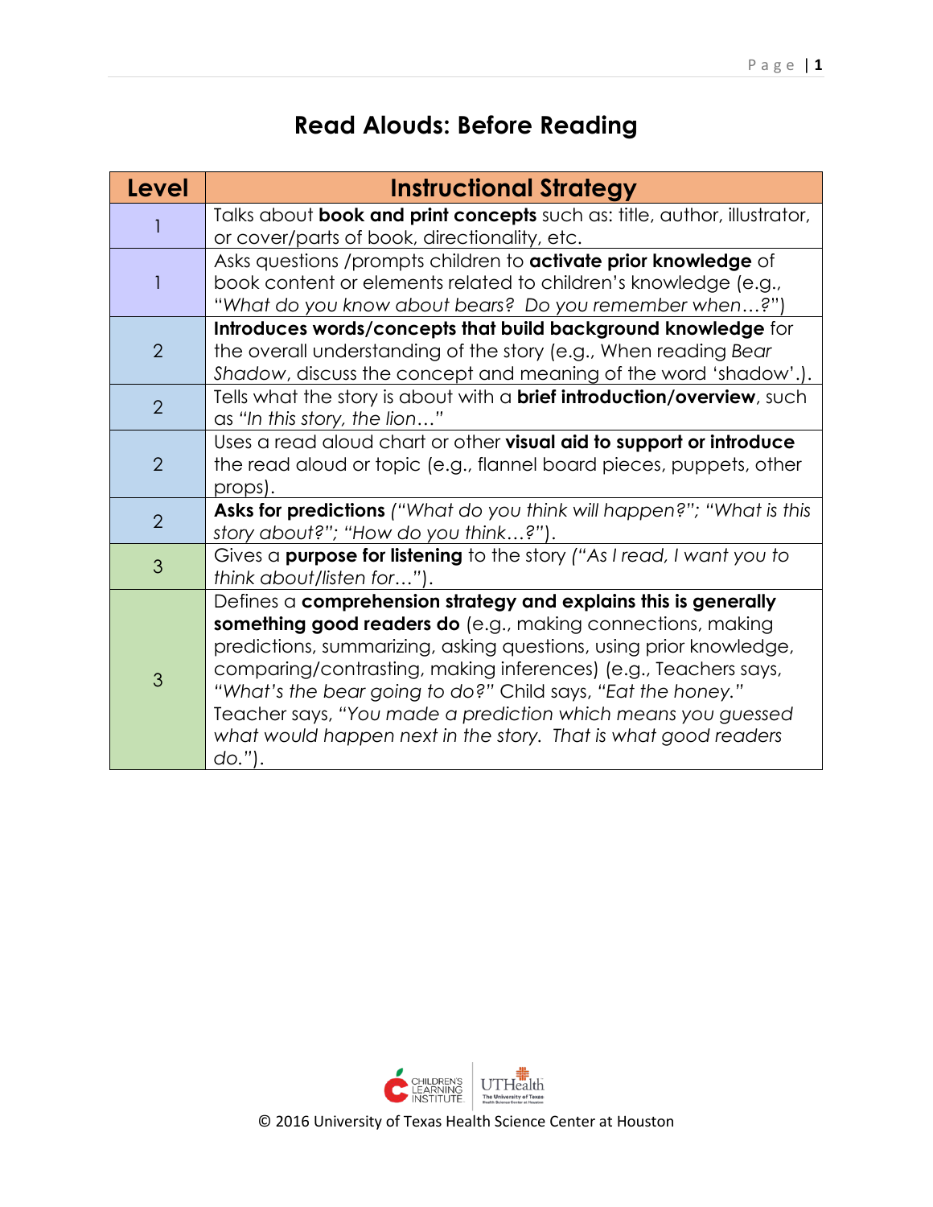# Read Alouds: Before Reading

| Level | Instructional Strategy |
|---|---|
| 1 | Talks about **book and print concepts** such as: title, author, illustrator, or cover/parts of book, directionality, etc. |
| 1 | Asks questions /prompts children to **activate prior knowledge** of book content or elements related to children's knowledge (e.g., "*What do you know about bears? Do you remember when…?*") |
| 2 | **Introduces words/concepts that build background knowledge** for the overall understanding of the story (e.g., When reading *Bear Shadow*, discuss the concept and meaning of the word 'shadow'.). |
| 2 | Tells what the story is about with a **brief introduction/overview**, such as *"In this story, the lion…"* |
| 2 | Uses a read aloud chart or other **visual aid to support or introduce** the read aloud or topic (e.g., flannel board pieces, puppets, other props). |
| 2 | **Asks for predictions** *("What do you think will happen?"; "What is this story about?"; "How do you think…?")*. |
| 3 | Gives a **purpose for listening** to the story *("As I read, I want you to think about/listen for…")*. |
| 3 | Defines a **comprehension strategy and explains this is generally something good readers do** (e.g., making connections, making predictions, summarizing, asking questions, using prior knowledge, comparing/contrasting, making inferences) (e.g., Teachers says, *"What's the bear going to do?"* Child says, *"Eat the honey."* Teacher says, *"You made a prediction which means you guessed what would happen next in the story. That is what good readers do."*). |

© 2016 University of Texas Health Science Center at Houston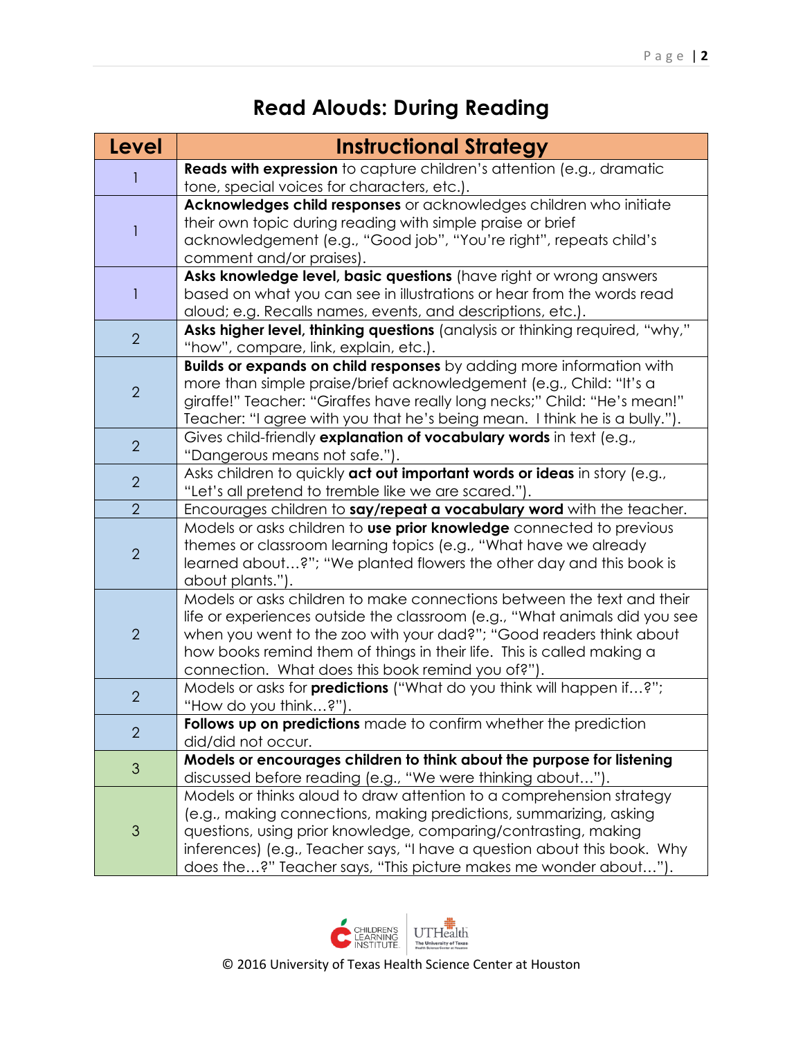# Read Alouds: During Reading

| Level | Instructional Strategy |
|---|---|
| 1 | **Reads with expression** to capture children's attention (e.g., dramatic tone, special voices for characters, etc.). |
| 1 | **Acknowledges child responses** or acknowledges children who initiate their own topic during reading with simple praise or brief acknowledgement (e.g., "Good job", "You're right", repeats child's comment and/or praises). |
| 1 | **Asks knowledge level, basic questions** (have right or wrong answers based on what you can see in illustrations or hear from the words read aloud; e.g. Recalls names, events, and descriptions, etc.). |
| 2 | **Asks higher level, thinking questions** (analysis or thinking required, "why," "how", compare, link, explain, etc.). |
| 2 | **Builds or expands on child responses** by adding more information with more than simple praise/brief acknowledgement (e.g., Child: "It's a giraffe!" Teacher: "Giraffes have really long necks;" Child: "He's mean!" Teacher: "I agree with you that he's being mean. I think he is a bully."). |
| 2 | Gives child-friendly **explanation of vocabulary words** in text (e.g., "Dangerous means not safe."). |
| 2 | Asks children to quickly **act out important words or ideas** in story (e.g., "Let's all pretend to tremble like we are scared."). |
| 2 | Encourages children to **say/repeat a vocabulary word** with the teacher. |
| 2 | Models or asks children to **use prior knowledge** connected to previous themes or classroom learning topics (e.g., "What have we already learned about…?"; "We planted flowers the other day and this book is about plants."). |
| 2 | Models or asks children to make connections between the text and their life or experiences outside the classroom (e.g., "What animals did you see when you went to the zoo with your dad?"; "Good readers think about how books remind them of things in their life. This is called making a connection. What does this book remind you of?"). |
| 2 | Models or asks for **predictions** ("What do you think will happen if…?"; "How do you think…?"). |
| 2 | **Follows up on predictions** made to confirm whether the prediction did/did not occur. |
| 3 | **Models or encourages children to think about the purpose for listening** discussed before reading (e.g., "We were thinking about…"). |
| 3 | Models or thinks aloud to draw attention to a comprehension strategy (e.g., making connections, making predictions, summarizing, asking questions, using prior knowledge, comparing/contrasting, making inferences) (e.g., Teacher says, "I have a question about this book. Why does the…?" Teacher says, "This picture makes me wonder about…"). |

© 2016 University of Texas Health Science Center at Houston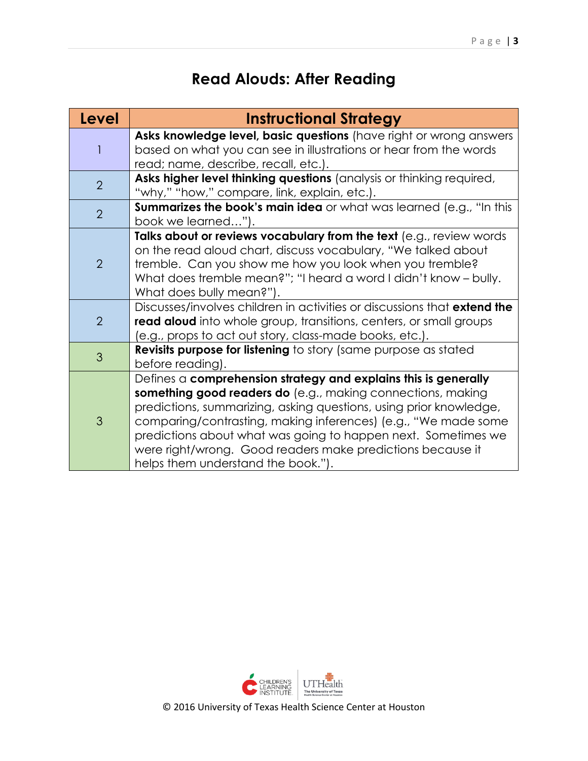# Read Alouds: After Reading

| Level | Instructional Strategy |
|---|---|
| 1 | **Asks knowledge level, basic questions** (have right or wrong answers based on what you can see in illustrations or hear from the words read; name, describe, recall, etc.). |
| 2 | **Asks higher level thinking questions** (analysis or thinking required, "why," "how," compare, link, explain, etc.). |
| 2 | **Summarizes the book's main idea** or what was learned (e.g., "In this book we learned…"). |
| 2 | **Talks about or reviews vocabulary from the text** (e.g., review words on the read aloud chart, discuss vocabulary, "We talked about tremble. Can you show me how you look when you tremble? What does tremble mean?"; "I heard a word I didn't know – bully. What does bully mean?"). |
| 2 | Discusses/involves children in activities or discussions that **extend the read aloud** into whole group, transitions, centers, or small groups (e.g., props to act out story, class-made books, etc.). |
| 3 | **Revisits purpose for listening** to story (same purpose as stated before reading). |
| 3 | Defines a **comprehension strategy and explains this is generally something good readers do** (e.g., making connections, making predictions, summarizing, asking questions, using prior knowledge, comparing/contrasting, making inferences) (e.g., "We made some predictions about what was going to happen next. Sometimes we were right/wrong. Good readers make predictions because it helps them understand the book."). |

© 2016 University of Texas Health Science Center at Houston